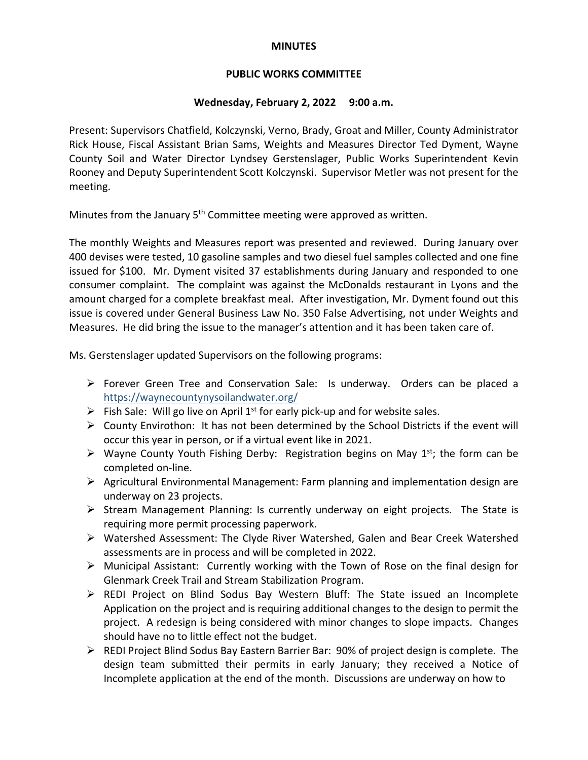**MINUTES**

**PUBLIC WORKS COMMITTEE**

**Wednesday, February 2, 2022 9:00 a.m.**

Present: Supervisors Chatfield, Kolczynski, Verno, Brady, Groat and Miller, County Administrator Rick House, Fiscal Assistant Brian Sams, Weights and Measures Director Ted Dyment, Wayne County Soil and Water Director Lyndsey Gerstenslager, Public Works Superintendent Kevin Rooney and Deputy Superintendent Scott Kolczynski. Supervisor Metler was not present for the meeting.

Minutes from the January 5th Committee meeting were approved as written.

The monthly Weights and Measures report was presented and reviewed. During January over 400 devises were tested, 10 gasoline samples and two diesel fuel samples collected and one fine issued for $100. Mr. Dyment visited 37 establishments during January and responded to one consumer complaint. The complaint was against the McDonalds restaurant in Lyons and the amount charged for a complete breakfast meal. After investigation, Mr. Dyment found out this issue is covered under General Business Law No. 350 False Advertising, not under Weights and Measures. He did bring the issue to the manager's attention and it has been taken care of.

Ms. Gerstenslager updated Supervisors on the following programs:

- Forever Green Tree and Conservation Sale: Is underway. Orders can be placed a https://waynecountynysoilandwater.org/
- Fish Sale: Will go live on April 1st for early pick-up and for website sales.
- County Envirothon: It has not been determined by the School Districts if the event will occur this year in person, or if a virtual event like in 2021.
- Wayne County Youth Fishing Derby: Registration begins on May 1st; the form can be completed on-line.
- Agricultural Environmental Management: Farm planning and implementation design are underway on 23 projects.
- Stream Management Planning: Is currently underway on eight projects. The State is requiring more permit processing paperwork.
- Watershed Assessment: The Clyde River Watershed, Galen and Bear Creek Watershed assessments are in process and will be completed in 2022.
- Municipal Assistant: Currently working with the Town of Rose on the final design for Glenmark Creek Trail and Stream Stabilization Program.
- REDI Project on Blind Sodus Bay Western Bluff: The State issued an Incomplete Application on the project and is requiring additional changes to the design to permit the project. A redesign is being considered with minor changes to slope impacts. Changes should have no to little effect not the budget.
- REDI Project Blind Sodus Bay Eastern Barrier Bar: 90% of project design is complete. The design team submitted their permits in early January; they received a Notice of Incomplete application at the end of the month. Discussions are underway on how to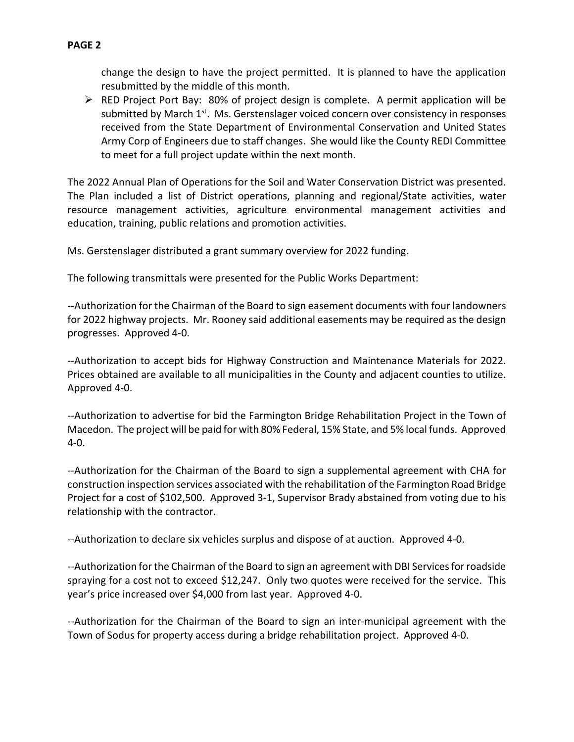change the design to have the project permitted. It is planned to have the application resubmitted by the middle of this month.

- RED Project Port Bay: 80% of project design is complete. A permit application will be submitted by March 1st. Ms. Gerstenslager voiced concern over consistency in responses received from the State Department of Environmental Conservation and United States Army Corp of Engineers due to staff changes. She would like the County REDI Committee to meet for a full project update within the next month.

The 2022 Annual Plan of Operations for the Soil and Water Conservation District was presented. The Plan included a list of District operations, planning and regional/State activities, water resource management activities, agriculture environmental management activities and education, training, public relations and promotion activities.

Ms. Gerstenslager distributed a grant summary overview for 2022 funding.

The following transmittals were presented for the Public Works Department:

--Authorization for the Chairman of the Board to sign easement documents with four landowners for 2022 highway projects. Mr. Rooney said additional easements may be required as the design progresses. Approved 4-0.

--Authorization to accept bids for Highway Construction and Maintenance Materials for 2022. Prices obtained are available to all municipalities in the County and adjacent counties to utilize. Approved 4-0.

--Authorization to advertise for bid the Farmington Bridge Rehabilitation Project in the Town of Macedon. The project will be paid for with 80% Federal, 15% State, and 5% local funds. Approved 4-0.

--Authorization for the Chairman of the Board to sign a supplemental agreement with CHA for construction inspection services associated with the rehabilitation of the Farmington Road Bridge Project for a cost of $102,500. Approved 3-1, Supervisor Brady abstained from voting due to his relationship with the contractor.

--Authorization to declare six vehicles surplus and dispose of at auction. Approved 4-0.

--Authorization for the Chairman of the Board to sign an agreement with DBI Services for roadside spraying for a cost not to exceed $12,247. Only two quotes were received for the service. This year's price increased over $4,000 from last year. Approved 4-0.

--Authorization for the Chairman of the Board to sign an inter-municipal agreement with the Town of Sodus for property access during a bridge rehabilitation project. Approved 4-0.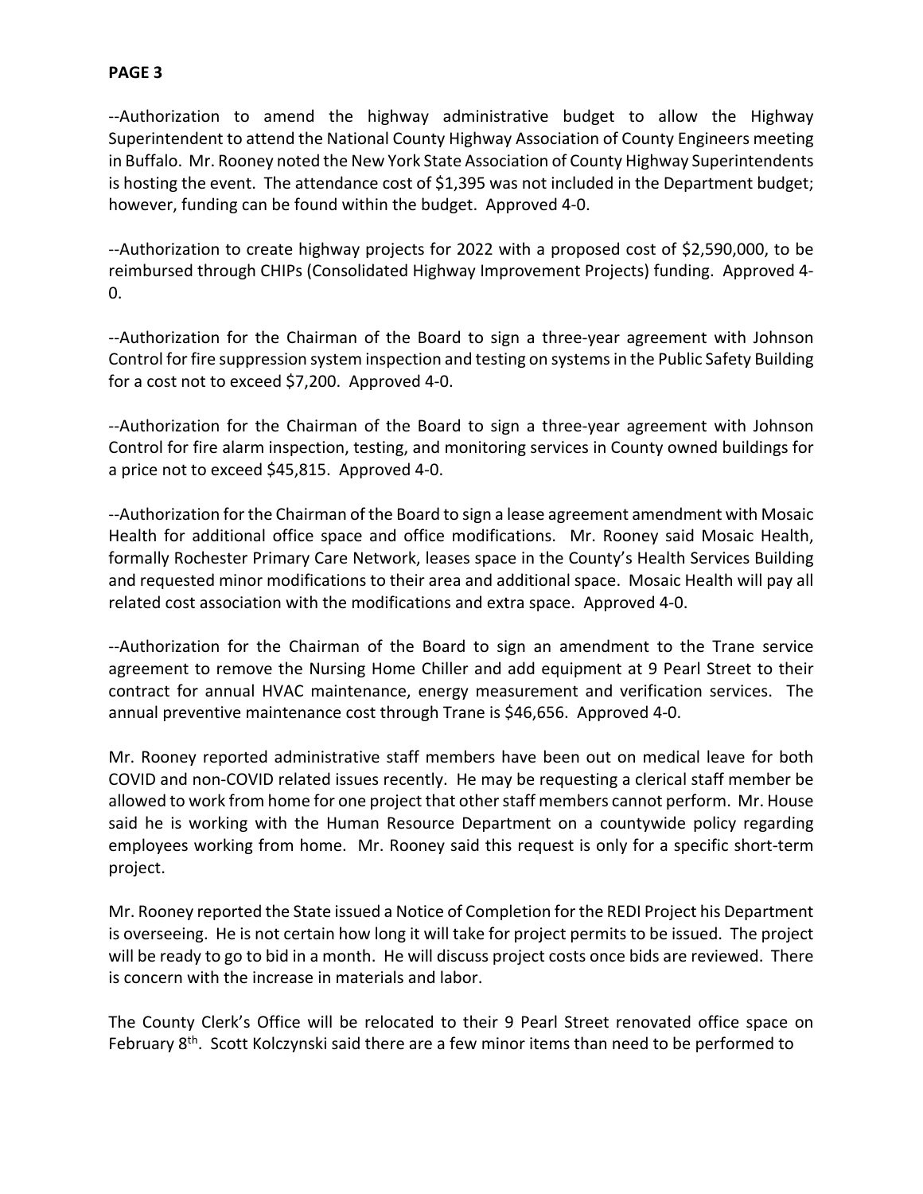**PAGE 3**

--Authorization to amend the highway administrative budget to allow the Highway Superintendent to attend the National County Highway Association of County Engineers meeting in Buffalo. Mr. Rooney noted the New York State Association of County Highway Superintendents is hosting the event. The attendance cost of $1,395 was not included in the Department budget; however, funding can be found within the budget. Approved 4-0.

--Authorization to create highway projects for 2022 with a proposed cost of $2,590,000, to be reimbursed through CHIPs (Consolidated Highway Improvement Projects) funding. Approved 4-0.

--Authorization for the Chairman of the Board to sign a three-year agreement with Johnson Control for fire suppression system inspection and testing on systems in the Public Safety Building for a cost not to exceed $7,200. Approved 4-0.

--Authorization for the Chairman of the Board to sign a three-year agreement with Johnson Control for fire alarm inspection, testing, and monitoring services in County owned buildings for a price not to exceed $45,815. Approved 4-0.

--Authorization for the Chairman of the Board to sign a lease agreement amendment with Mosaic Health for additional office space and office modifications. Mr. Rooney said Mosaic Health, formally Rochester Primary Care Network, leases space in the County's Health Services Building and requested minor modifications to their area and additional space. Mosaic Health will pay all related cost association with the modifications and extra space. Approved 4-0.

--Authorization for the Chairman of the Board to sign an amendment to the Trane service agreement to remove the Nursing Home Chiller and add equipment at 9 Pearl Street to their contract for annual HVAC maintenance, energy measurement and verification services. The annual preventive maintenance cost through Trane is $46,656. Approved 4-0.

Mr. Rooney reported administrative staff members have been out on medical leave for both COVID and non-COVID related issues recently. He may be requesting a clerical staff member be allowed to work from home for one project that other staff members cannot perform. Mr. House said he is working with the Human Resource Department on a countywide policy regarding employees working from home. Mr. Rooney said this request is only for a specific short-term project.

Mr. Rooney reported the State issued a Notice of Completion for the REDI Project his Department is overseeing. He is not certain how long it will take for project permits to be issued. The project will be ready to go to bid in a month. He will discuss project costs once bids are reviewed. There is concern with the increase in materials and labor.

The County Clerk's Office will be relocated to their 9 Pearl Street renovated office space on February 8th. Scott Kolczynski said there are a few minor items than need to be performed to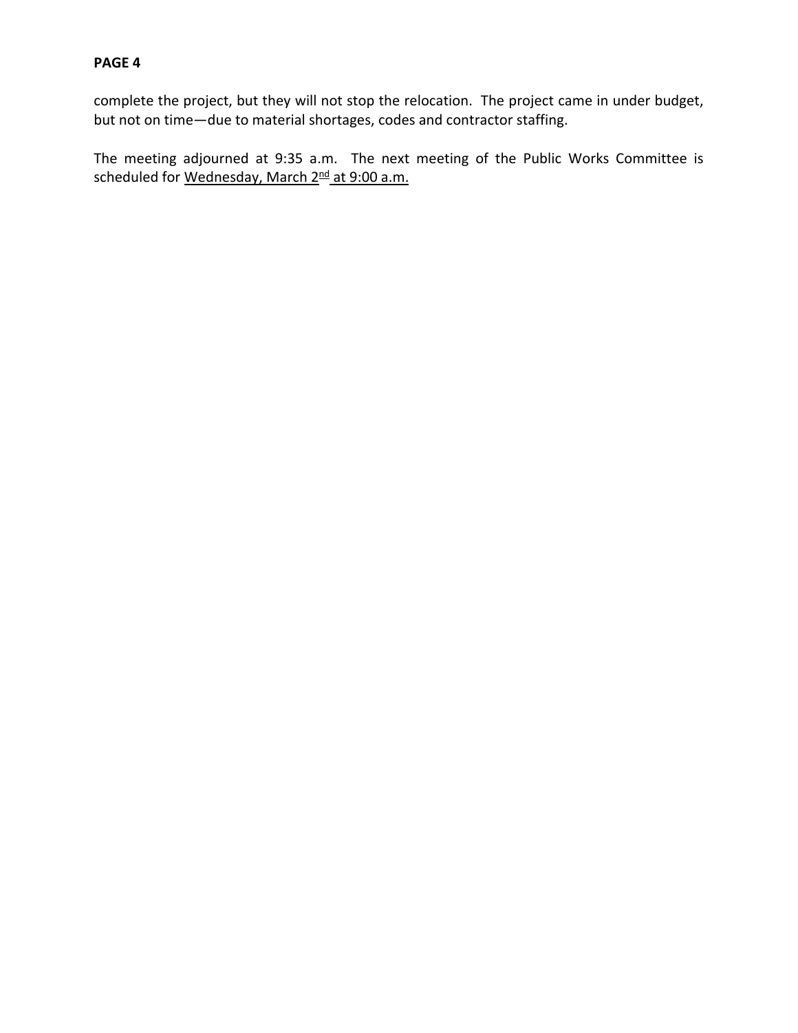complete the project, but they will not stop the relocation. The project came in under budget, but not on time—due to material shortages, codes and contractor staffing.

The meeting adjourned at 9:35 a.m. The next meeting of the Public Works Committee is scheduled for Wednesday, March 2nd at 9:00 a.m.